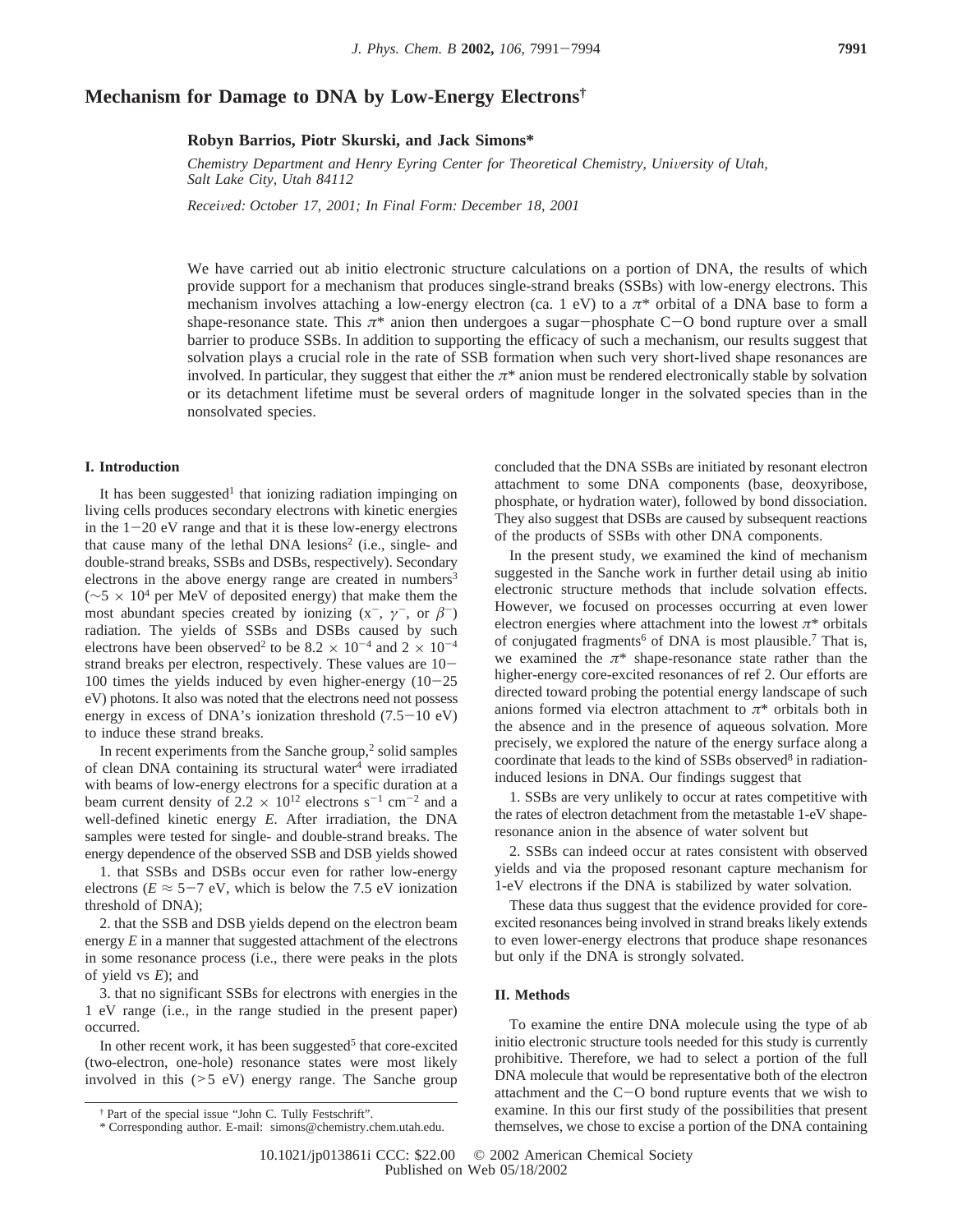# Mechanism for Damage to DNA by Low-Energy Electrons†

**Robyn Barrios, Piotr Skurski, and Jack Simons***

*Chemistry Department and Henry Eyring Center for Theoretical Chemistry, University of Utah, Salt Lake City, Utah 84112*

*Received: October 17, 2001; In Final Form: December 18, 2001*

We have carried out ab initio electronic structure calculations on a portion of DNA, the results of which provide support for a mechanism that produces single-strand breaks (SSBs) with low-energy electrons. This mechanism involves attaching a low-energy electron (ca. 1 eV) to a $\pi^*$ orbital of a DNA base to form a shape-resonance state. This $\pi^*$ anion then undergoes a sugar−phosphate C−O bond rupture over a small barrier to produce SSBs. In addition to supporting the efficacy of such a mechanism, our results suggest that solvation plays a crucial role in the rate of SSB formation when such very short-lived shape resonances are involved. In particular, they suggest that either the $\pi^*$ anion must be rendered electronically stable by solvation or its detachment lifetime must be several orders of magnitude longer in the solvated species than in the nonsolvated species.

## I. Introduction

It has been suggested[1] that ionizing radiation impinging on living cells produces secondary electrons with kinetic energies in the 1−20 eV range and that it is these low-energy electrons that cause many of the lethal DNA lesions[2] (i.e., single- and double-strand breaks, SSBs and DSBs, respectively). Secondary electrons in the above energy range are created in numbers[3] ($\sim 5 \times 10^4$ per MeV of deposited energy) that make them the most abundant species created by ionizing ($x^-$, $\gamma^-$, or $\beta^-$) radiation. The yields of SSBs and DSBs caused by such electrons have been observed[2] to be $8.2 \times 10^{-4}$ and $2 \times 10^{-4}$ strand breaks per electron, respectively. These values are 10−100 times the yields induced by even higher-energy (10−25 eV) photons. It also was noted that the electrons need not possess energy in excess of DNA's ionization threshold (7.5−10 eV) to induce these strand breaks.

In recent experiments from the Sanche group,[2] solid samples of clean DNA containing its structural water[4] were irradiated with beams of low-energy electrons for a specific duration at a beam current density of $2.2 \times 10^{12}$ electrons s$^{-1}$ cm$^{-2}$ and a well-defined kinetic energy $E$. After irradiation, the DNA samples were tested for single- and double-strand breaks. The energy dependence of the observed SSB and DSB yields showed

1. that SSBs and DSBs occur even for rather low-energy electrons ($E \approx 5$−7 eV, which is below the 7.5 eV ionization threshold of DNA);
2. that the SSB and DSB yields depend on the electron beam energy $E$ in a manner that suggested attachment of the electrons in some resonance process (i.e., there were peaks in the plots of yield vs $E$); and
3. that no significant SSBs for electrons with energies in the 1 eV range (i.e., in the range studied in the present paper) occurred.

In other recent work, it has been suggested[5] that core-excited (two-electron, one-hole) resonance states were most likely involved in this (>5 eV) energy range. The Sanche group concluded that the DNA SSBs are initiated by resonant electron attachment to some DNA components (base, deoxyribose, phosphate, or hydration water), followed by bond dissociation. They also suggest that DSBs are caused by subsequent reactions of the products of SSBs with other DNA components.

In the present study, we examined the kind of mechanism suggested in the Sanche work in further detail using ab initio electronic structure methods that include solvation effects. However, we focused on processes occurring at even lower electron energies where attachment into the lowest $\pi^*$ orbitals of conjugated fragments[6] of DNA is most plausible.[7] That is, we examined the $\pi^*$ shape-resonance state rather than the higher-energy core-excited resonances of ref 2. Our efforts are directed toward probing the potential energy landscape of such anions formed via electron attachment to $\pi^*$ orbitals both in the absence and in the presence of aqueous solvation. More precisely, we explored the nature of the energy surface along a coordinate that leads to the kind of SSBs observed[8] in radiation-induced lesions in DNA. Our findings suggest that

1. SSBs are very unlikely to occur at rates competitive with the rates of electron detachment from the metastable 1-eV shape-resonance anion in the absence of water solvent but
2. SSBs can indeed occur at rates consistent with observed yields and via the proposed resonant capture mechanism for 1-eV electrons if the DNA is stabilized by water solvation.

These data thus suggest that the evidence provided for core-excited resonances being involved in strand breaks likely extends to even lower-energy electrons that produce shape resonances but only if the DNA is strongly solvated.

## II. Methods

To examine the entire DNA molecule using the type of ab initio electronic structure tools needed for this study is currently prohibitive. Therefore, we had to select a portion of the full DNA molecule that would be representative both of the electron attachment and the C−O bond rupture events that we wish to examine. In this our first study of the possibilities that present themselves, we chose to excise a portion of the DNA containing

† Part of the special issue "John C. Tully Festschrift".

* Corresponding author. E-mail: simons@chemistry.chem.utah.edu.

10.1021/jp013861i CCC: $22.00 © 2002 American Chemical Society
Published on Web 05/18/2002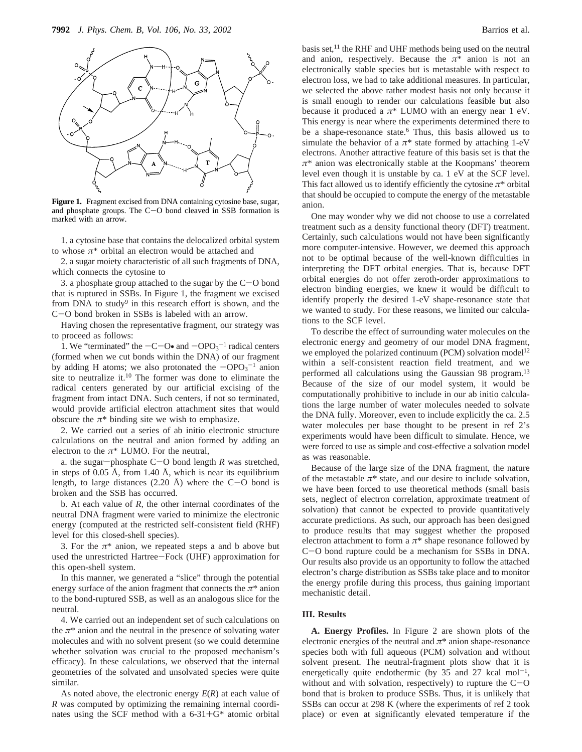**Figure 1.** Fragment excised from DNA containing cytosine base, sugar, and phosphate groups. The C–O bond cleaved in SSB formation is marked with an arrow.

1. a cytosine base that contains the delocalized orbital system to whose $\pi^*$ orbital an electron would be attached and

2. a sugar moiety characteristic of all such fragments of DNA, which connects the cytosine to

3. a phosphate group attached to the sugar by the C–O bond that is ruptured in SSBs. In Figure 1, the fragment we excised from DNA to study[9] in this research effort is shown, and the C–O bond broken in SSBs is labeled with an arrow.

Having chosen the representative fragment, our strategy was to proceed as follows:

1. We "terminated" the $-C-O\bullet$ and $-OPO_3^{-1}$ radical centers (formed when we cut bonds within the DNA) of our fragment by adding H atoms; we also protonated the $-OPO_3^{-1}$ anion site to neutralize it.[10] The former was done to eliminate the radical centers generated by our artificial excising of the fragment from intact DNA. Such centers, if not so terminated, would provide artificial electron attachment sites that would obscure the $\pi^*$ binding site we wish to emphasize.

2. We carried out a series of ab initio electronic structure calculations on the neutral and anion formed by adding an electron to the $\pi^*$ LUMO. For the neutral,

a. the sugar–phosphate C–O bond length $R$ was stretched, in steps of 0.05 Å, from 1.40 Å, which is near its equilibrium length, to large distances (2.20 Å) where the C–O bond is broken and the SSB has occurred.

b. At each value of $R$, the other internal coordinates of the neutral DNA fragment were varied to minimize the electronic energy (computed at the restricted self-consistent field (RHF) level for this closed-shell species).

3. For the $\pi^*$ anion, we repeated steps a and b above but used the unrestricted Hartree–Fock (UHF) approximation for this open-shell system.

In this manner, we generated a "slice" through the potential energy surface of the anion fragment that connects the $\pi^*$ anion to the bond-ruptured SSB, as well as an analogous slice for the neutral.

4. We carried out an independent set of such calculations on the $\pi^*$ anion and the neutral in the presence of solvating water molecules and with no solvent present (so we could determine whether solvation was crucial to the proposed mechanism's efficacy). In these calculations, we observed that the internal geometries of the solvated and unsolvated species were quite similar.

As noted above, the electronic energy $E(R)$ at each value of $R$ was computed by optimizing the remaining internal coordinates using the SCF method with a 6-31+G* atomic orbital basis set,[11] the RHF and UHF methods being used on the neutral and anion, respectively. Because the $\pi^*$ anion is not an electronically stable species but is metastable with respect to electron loss, we had to take additional measures. In particular, we selected the above rather modest basis not only because it is small enough to render our calculations feasible but also because it produced a $\pi^*$ LUMO with an energy near 1 eV. This energy is near where the experiments determined there to be a shape-resonance state.[6] Thus, this basis allowed us to simulate the behavior of a $\pi^*$ state formed by attaching 1-eV electrons. Another attractive feature of this basis set is that the $\pi^*$ anion was electronically stable at the Koopmans' theorem level even though it is unstable by ca. 1 eV at the SCF level. This fact allowed us to identify efficiently the cytosine $\pi^*$ orbital that should be occupied to compute the energy of the metastable anion.

One may wonder why we did not choose to use a correlated treatment such as a density functional theory (DFT) treatment. Certainly, such calculations would not have been significantly more computer-intensive. However, we deemed this approach not to be optimal because of the well-known difficulties in interpreting the DFT orbital energies. That is, because DFT orbital energies do not offer zeroth-order approximations to electron binding energies, we knew it would be difficult to identify properly the desired 1-eV shape-resonance state that we wanted to study. For these reasons, we limited our calculations to the SCF level.

To describe the effect of surrounding water molecules on the electronic energy and geometry of our model DNA fragment, we employed the polarized continuum (PCM) solvation model[12] within a self-consistent reaction field treatment, and we performed all calculations using the Gaussian 98 program.[13] Because of the size of our model system, it would be computationally prohibitive to include in our ab initio calculations the large number of water molecules needed to solvate the DNA fully. Moreover, even to include explicitly the ca. 2.5 water molecules per base thought to be present in ref 2's experiments would have been difficult to simulate. Hence, we were forced to use as simple and cost-effective a solvation model as was reasonable.

Because of the large size of the DNA fragment, the nature of the metastable $\pi^*$ state, and our desire to include solvation, we have been forced to use theoretical methods (small basis sets, neglect of electron correlation, approximate treatment of solvation) that cannot be expected to provide quantitatively accurate predictions. As such, our approach has been designed to produce results that may suggest whether the proposed electron attachment to form a $\pi^*$ shape resonance followed by C–O bond rupture could be a mechanism for SSBs in DNA. Our results also provide us an opportunity to follow the attached electron's charge distribution as SSBs take place and to monitor the energy profile during this process, thus gaining important mechanistic detail.

## III. Results

**A. Energy Profiles.** In Figure 2 are shown plots of the electronic energies of the neutral and $\pi^*$ anion shape-resonance species both with full aqueous (PCM) solvation and without solvent present. The neutral-fragment plots show that it is energetically quite endothermic (by 35 and 27 kcal mol$^{-1}$, without and with solvation, respectively) to rupture the C–O bond that is broken to produce SSBs. Thus, it is unlikely that SSBs can occur at 298 K (where the experiments of ref 2 took place) or even at significantly elevated temperature if the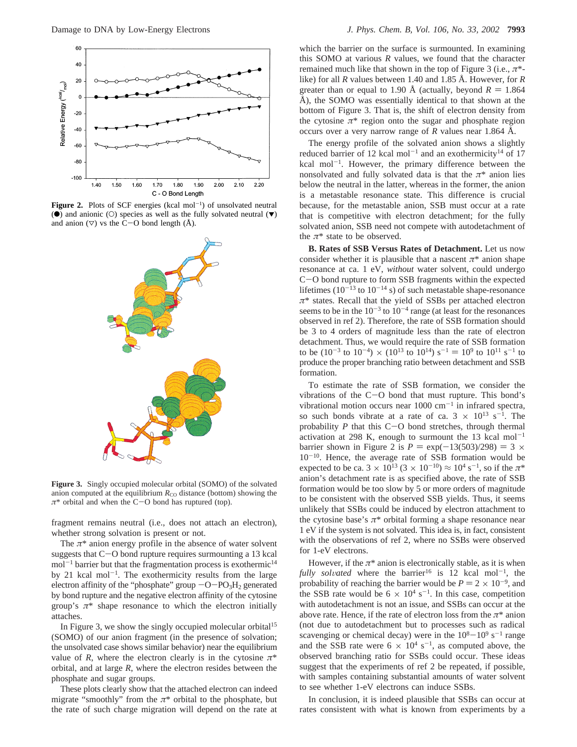**Figure 2.** Plots of SCF energies (kcal mol$^{-1}$) of unsolvated neutral (●) and anionic (○) species as well as the fully solvated neutral (▼) and anion (▽) vs the C−O bond length (Å).

**Figure 3.** Singly occupied molecular orbital (SOMO) of the solvated anion computed at the equilibrium $R_{CO}$ distance (bottom) showing the $\pi^*$ orbital and when the C−O bond has ruptured (top).

fragment remains neutral (i.e., does not attach an electron), whether strong solvation is present or not.

The $\pi^*$ anion energy profile in the absence of water solvent suggests that C−O bond rupture requires surmounting a 13 kcal mol$^{-1}$ barrier but that the fragmentation process is exothermic[14] by 21 kcal mol$^{-1}$. The exothermicity results from the large electron affinity of the "phosphate" group $-O-PO_3H_2$ generated by bond rupture and the negative electron affinity of the cytosine group's $\pi^*$ shape resonance to which the electron initially attaches.

In Figure 3, we show the singly occupied molecular orbital[15] (SOMO) of our anion fragment (in the presence of solvation; the unsolvated case shows similar behavior) near the equilibrium value of $R$, where the electron clearly is in the cytosine $\pi^*$ orbital, and at large $R$, where the electron resides between the phosphate and sugar groups.

These plots clearly show that the attached electron can indeed migrate "smoothly" from the $\pi^*$ orbital to the phosphate, but the rate of such charge migration will depend on the rate at which the barrier on the surface is surmounted. In examining this SOMO at various $R$ values, we found that the character remained much like that shown in the top of Figure 3 (i.e., $\pi^*$-like) for all $R$ values between 1.40 and 1.85 Å. However, for $R$ greater than or equal to 1.90 Å (actually, beyond $R$ = 1.864 Å), the SOMO was essentially identical to that shown at the bottom of Figure 3. That is, the shift of electron density from the cytosine $\pi^*$ region onto the sugar and phosphate region occurs over a very narrow range of $R$ values near 1.864 Å.

The energy profile of the solvated anion shows a slightly reduced barrier of 12 kcal mol$^{-1}$ and an exothermicity[14] of 17 kcal mol$^{-1}$. However, the primary difference between the nonsolvated and fully solvated data is that the $\pi^*$ anion lies below the neutral in the latter, whereas in the former, the anion is a metastable resonance state. This difference is crucial because, for the metastable anion, SSB must occur at a rate that is competitive with electron detachment; for the fully solvated anion, SSB need not compete with autodetachment of the $\pi^*$ state to be observed.

**B. Rates of SSB Versus Rates of Detachment.** Let us now consider whether it is plausible that a nascent $\pi^*$ anion shape resonance at ca. 1 eV, *without* water solvent, could undergo C−O bond rupture to form SSB fragments within the expected lifetimes ($10^{-13}$ to $10^{-14}$ s) of such metastable shape-resonance $\pi^*$ states. Recall that the yield of SSBs per attached electron seems to be in the $10^{-3}$ to $10^{-4}$ range (at least for the resonances observed in ref 2). Therefore, the rate of SSB formation should be 3 to 4 orders of magnitude less than the rate of electron detachment. Thus, we would require the rate of SSB formation to be ($10^{-3}$ to $10^{-4}$) × ($10^{13}$ to $10^{14}$) s$^{-1}$ = $10^9$ to $10^{11}$ s$^{-1}$ to produce the proper branching ratio between detachment and SSB formation.

To estimate the rate of SSB formation, we consider the vibrations of the C−O bond that must rupture. This bond's vibrational motion occurs near 1000 cm$^{-1}$ in infrared spectra, so such bonds vibrate at a rate of ca. $3 \times 10^{13}$ s$^{-1}$. The probability $P$ that this C−O bond stretches, through thermal activation at 298 K, enough to surmount the 13 kcal mol$^{-1}$ barrier shown in Figure 2 is $P = \exp(-13(503)/298) = 3 \times 10^{-10}$. Hence, the average rate of SSB formation would be expected to be ca. $3 \times 10^{13}$ ($3 \times 10^{-10}$) ≈ $10^4$ s$^{-1}$, so if the $\pi^*$ anion's detachment rate is as specified above, the rate of SSB formation would be too slow by 5 or more orders of magnitude to be consistent with the observed SSB yields. Thus, it seems unlikely that SSBs could be induced by electron attachment to the cytosine base's $\pi^*$ orbital forming a shape resonance near 1 eV if the system is not solvated. This idea is, in fact, consistent with the observations of ref 2, where no SSBs were observed for 1-eV electrons.

However, if the $\pi^*$ anion is electronically stable, as it is when *fully solvated* where the barrier[16] is 12 kcal mol$^{-1}$, the probability of reaching the barrier would be $P = 2 \times 10^{-9}$, and the SSB rate would be $6 \times 10^4$ s$^{-1}$. In this case, competition with autodetachment is not an issue, and SSBs can occur at the above rate. Hence, if the rate of electron loss from the $\pi^*$ anion (not due to autodetachment but to processes such as radical scavenging or chemical decay) were in the $10^8$−$10^9$ s$^{-1}$ range and the SSB rate were $6 \times 10^4$ s$^{-1}$, as computed above, the observed branching ratio for SSBs could occur. These ideas suggest that the experiments of ref 2 be repeated, if possible, with samples containing substantial amounts of water solvent to see whether 1-eV electrons can induce SSBs.

In conclusion, it is indeed plausible that SSBs can occur at rates consistent with what is known from experiments by a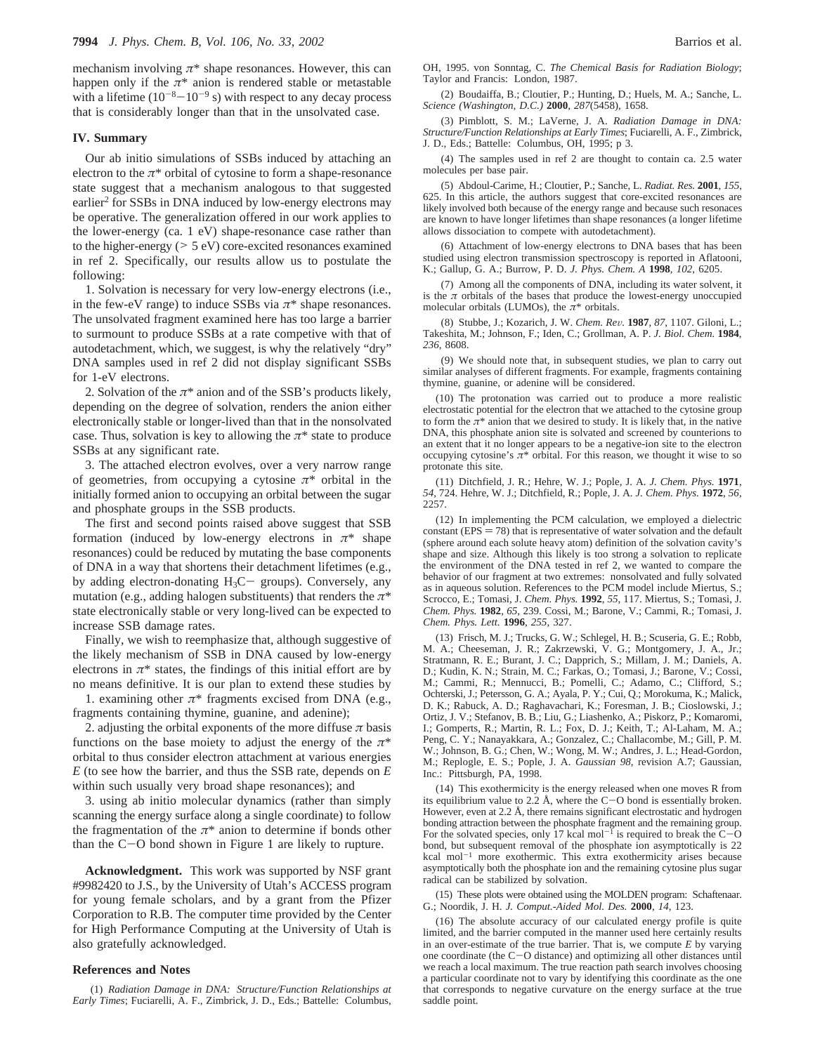mechanism involving $\pi^*$ shape resonances. However, this can happen only if the $\pi^*$ anion is rendered stable or metastable with a lifetime ($10^{-8}$–$10^{-9}$ s) with respect to any decay process that is considerably longer than that in the unsolvated case.

## IV. Summary

Our ab initio simulations of SSBs induced by attaching an electron to the $\pi^*$ orbital of cytosine to form a shape-resonance state suggest that a mechanism analogous to that suggested earlier[2] for SSBs in DNA induced by low-energy electrons may be operative. The generalization offered in our work applies to the lower-energy (ca. 1 eV) shape-resonance case rather than to the higher-energy (> 5 eV) core-excited resonances examined in ref 2. Specifically, our results allow us to postulate the following:

1. Solvation is necessary for very low-energy electrons (i.e., in the few-eV range) to induce SSBs via $\pi^*$ shape resonances. The unsolvated fragment examined here has too large a barrier to surmount to produce SSBs at a rate competive with that of autodetachment, which, we suggest, is why the relatively "dry" DNA samples used in ref 2 did not display significant SSBs for 1-eV electrons.

2. Solvation of the $\pi^*$ anion and of the SSB's products likely, depending on the degree of solvation, renders the anion either electronically stable or longer-lived than that in the nonsolvated case. Thus, solvation is key to allowing the $\pi^*$ state to produce SSBs at any significant rate.

3. The attached electron evolves, over a very narrow range of geometries, from occupying a cytosine $\pi^*$ orbital in the initially formed anion to occupying an orbital between the sugar and phosphate groups in the SSB products.

The first and second points raised above suggest that SSB formation (induced by low-energy electrons in $\pi^*$ shape resonances) could be reduced by mutating the base components of DNA in a way that shortens their detachment lifetimes (e.g., by adding electron-donating $H_3C-$ groups). Conversely, any mutation (e.g., adding halogen substituents) that renders the $\pi^*$ state electronically stable or very long-lived can be expected to increase SSB damage rates.

Finally, we wish to reemphasize that, although suggestive of the likely mechanism of SSB in DNA caused by low-energy electrons in $\pi^*$ states, the findings of this initial effort are by no means definitive. It is our plan to extend these studies by

1. examining other $\pi^*$ fragments excised from DNA (e.g., fragments containing thymine, guanine, and adenine);

2. adjusting the orbital exponents of the more diffuse $\pi$ basis functions on the base moiety to adjust the energy of the $\pi^*$ orbital to thus consider electron attachment at various energies $E$ (to see how the barrier, and thus the SSB rate, depends on $E$ within such usually very broad shape resonances); and

3. using ab initio molecular dynamics (rather than simply scanning the energy surface along a single coordinate) to follow the fragmentation of the $\pi^*$ anion to determine if bonds other than the C–O bond shown in Figure 1 are likely to rupture.

**Acknowledgment.** This work was supported by NSF grant #9982420 to J.S., by the University of Utah's ACCESS program for young female scholars, and by a grant from the Pfizer Corporation to R.B. The computer time provided by the Center for High Performance Computing at the University of Utah is also gratefully acknowledged.

## References and Notes

(1) *Radiation Damage in DNA: Structure/Function Relationships at Early Times*; Fuciarelli, A. F., Zimbrick, J. D., Eds.; Battelle: Columbus, OH, 1995. von Sonntag, C. *The Chemical Basis for Radiation Biology*; Taylor and Francis: London, 1987.

(2) Boudaiffa, B.; Cloutier, P.; Hunting, D.; Huels, M. A.; Sanche, L. *Science (Washington, D.C.)* **2000**, *287*(5458), 1658.

(3) Pimblott, S. M.; LaVerne, J. A. *Radiation Damage in DNA: Structure/Function Relationships at Early Times*; Fuciarelli, A. F., Zimbrick, J. D., Eds.; Battelle: Columbus, OH, 1995; p 3.

(4) The samples used in ref 2 are thought to contain ca. 2.5 water molecules per base pair.

(5) Abdoul-Carime, H.; Cloutier, P.; Sanche, L. *Radiat. Res.* **2001**, *155*, 625. In this article, the authors suggest that core-excited resonances are likely involved both because of the energy range and because such resonaces are known to have longer lifetimes than shape resonances (a longer lifetime allows dissociation to compete with autodetachment).

(6) Attachment of low-energy electrons to DNA bases that has been studied using electron transmission spectroscopy is reported in Aflatooni, K.; Gallup, G. A.; Burrow, P. D. *J. Phys. Chem. A* **1998**, *102*, 6205.

(7) Among all the components of DNA, including its water solvent, it is the $\pi$ orbitals of the bases that produce the lowest-energy unoccupied molecular orbitals (LUMOs), the $\pi^*$ orbitals.

(8) Stubbe, J.; Kozarich, J. W. *Chem. Rev.* **1987**, *87*, 1107. Giloni, L.; Takeshita, M.; Johnson, F.; Iden, C.; Grollman, A. P. *J. Biol. Chem.* **1984**, *236*, 8608.

(9) We should note that, in subsequent studies, we plan to carry out similar analyses of different fragments. For example, fragments containing thymine, guanine, or adenine will be considered.

(10) The protonation was carried out to produce a more realistic electrostatic potential for the electron that we attached to the cytosine group to form the $\pi^*$ anion that we desired to study. It is likely that, in the native DNA, this phosphate anion site is solvated and screened by counterions to an extent that it no longer appears to be a negative-ion site to the electron occupying cytosine's $\pi^*$ orbital. For this reason, we thought it wise to so protonate this site.

(11) Ditchfield, J. R.; Hehre, W. J.; Pople, J. A. *J. Chem. Phys.* **1971**, *54*, 724. Hehre, W. J.; Ditchfield, R.; Pople, J. A. *J. Chem. Phys.* **1972**, *56*, 2257.

(12) In implementing the PCM calculation, we employed a dielectric constant (EPS = 78) that is representative of water solvation and the default (sphere around each solute heavy atom) definition of the solvation cavity's shape and size. Although this likely is too strong a solvation to replicate the environment of the DNA tested in ref 2, we wanted to compare the behavior of our fragment at two extremes: nonsolvated and fully solvated as in aqueous solution. References to the PCM model include Miertus, S.; Scrocco, E.; Tomasi, J. *Chem. Phys.* **1992**, *55*, 117. Miertus, S.; Tomasi, J. *Chem. Phys.* **1982**, *65*, 239. Cossi, M.; Barone, V.; Cammi, R.; Tomasi, J. *Chem. Phys. Lett.* **1996**, *255*, 327.

(13) Frisch, M. J.; Trucks, G. W.; Schlegel, H. B.; Scuseria, G. E.; Robb, M. A.; Cheeseman, J. R.; Zakrzewski, V. G.; Montgomery, J. A., Jr.; Stratmann, R. E.; Burant, J. C.; Dapprich, S.; Millam, J. M.; Daniels, A. D.; Kudin, K. N.; Strain, M. C.; Farkas, O.; Tomasi, J.; Barone, V.; Cossi, M.; Cammi, R.; Mennucci, B.; Pomelli, C.; Adamo, C.; Clifford, S.; Ochterski, J.; Petersson, G. A.; Ayala, P. Y.; Cui, Q.; Morokuma, K.; Malick, D. K.; Rabuck, A. D.; Raghavachari, K.; Foresman, J. B.; Cioslowski, J.; Ortiz, J. V.; Stefanov, B. B.; Liu, G.; Liashenko, A.; Piskorz, P.; Komaromi, I.; Gomperts, R.; Martin, R. L.; Fox, D. J.; Keith, T.; Al-Laham, M. A.; Peng, C. Y.; Nanayakkara, A.; Gonzalez, C.; Challacombe, M.; Gill, P. M. W.; Johnson, B. G.; Chen, W.; Wong, M. W.; Andres, J. L.; Head-Gordon, M.; Replogle, E. S.; Pople, J. A. *Gaussian 98*, revision A.7; Gaussian, Inc.: Pittsburgh, PA, 1998.

(14) This exothermicity is the energy released when one moves R from its equilibrium value to 2.2 Å, where the C–O bond is essentially broken. However, even at 2.2 Å, there remains significant electrostatic and hydrogen bonding attraction between the phosphate fragment and the remaining group. For the solvated species, only 17 kcal mol$^{-1}$ is required to break the C–O bond, but subsequent removal of the phosphate ion asymptotically is 22 kcal mol$^{-1}$ more exothermic. This extra exothermicity arises because asymptotically both the phosphate ion and the remaining cytosine plus sugar radical can be stabilized by solvation.

(15) These plots were obtained using the MOLDEN program: Schaftenaar. G.; Noordik, J. H. *J. Comput.-Aided Mol. Des.* **2000**, *14*, 123.

(16) The absolute accuracy of our calculated energy profile is quite limited, and the barrier computed in the manner used here certainly results in an over-estimate of the true barrier. That is, we compute $E$ by varying one coordinate (the C–O distance) and optimizing all other distances until we reach a local maximum. The true reaction path search involves choosing a particular coordinate not to vary by identifying this coordinate as the one that corresponds to negative curvature on the energy surface at the true saddle point.